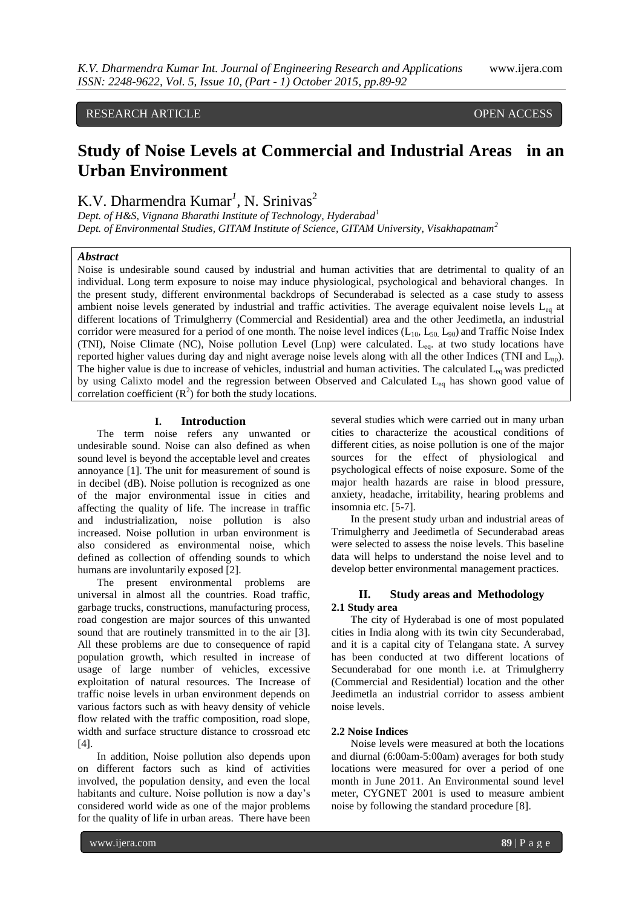RESEARCH ARTICLE OPEN ACCESS

# Study of Noise Levels at Commercial and Industrial Areas in an Urban Environment

K.V. Dharmendra Kumar[1], N. Srinivas[2]

*Dept. of H&S, Vignana Bharathi Institute of Technology, Hyderabad[1]*
*Dept. of Environmental Studies, GITAM Institute of Science, GITAM University, Visakhapatnam[2]*

### *Abstract*

Noise is undesirable sound caused by industrial and human activities that are detrimental to quality of an individual. Long term exposure to noise may induce physiological, psychological and behavioral changes. In the present study, different environmental backdrops of Secunderabad is selected as a case study to assess ambient noise levels generated by industrial and traffic activities. The average equivalent noise levels $L_{eq}$ at different locations of Trimulgherry (Commercial and Residential) area and the other Jeedimetla, an industrial corridor were measured for a period of one month. The noise level indices ($L_{10}$, $L_{50,}$ $L_{90}$) and Traffic Noise Index (TNI), Noise Climate (NC), Noise pollution Level (Lnp) were calculated. $L_{eq}$. at two study locations have reported higher values during day and night average noise levels along with all the other Indices (TNI and $L_{np}$). The higher value is due to increase of vehicles, industrial and human activities. The calculated $L_{eq}$ was predicted by using Calixto model and the regression between Observed and Calculated $L_{eq}$ has shown good value of correlation coefficient ($R^2$) for both the study locations.

## I. Introduction

The term noise refers any unwanted or undesirable sound. Noise can also defined as when sound level is beyond the acceptable level and creates annoyance [1]. The unit for measurement of sound is in decibel (dB). Noise pollution is recognized as one of the major environmental issue in cities and affecting the quality of life. The increase in traffic and industrialization, noise pollution is also increased. Noise pollution in urban environment is also considered as environmental noise, which defined as collection of offending sounds to which humans are involuntarily exposed [2].

The present environmental problems are universal in almost all the countries. Road traffic, garbage trucks, constructions, manufacturing process, road congestion are major sources of this unwanted sound that are routinely transmitted in to the air [3]. All these problems are due to consequence of rapid population growth, which resulted in increase of usage of large number of vehicles, excessive exploitation of natural resources. The Increase of traffic noise levels in urban environment depends on various factors such as with heavy density of vehicle flow related with the traffic composition, road slope, width and surface structure distance to crossroad etc [4].

In addition, Noise pollution also depends upon on different factors such as kind of activities involved, the population density, and even the local habitants and culture. Noise pollution is now a day's considered world wide as one of the major problems for the quality of life in urban areas. There have been several studies which were carried out in many urban cities to characterize the acoustical conditions of different cities, as noise pollution is one of the major sources for the effect of physiological and psychological effects of noise exposure. Some of the major health hazards are raise in blood pressure, anxiety, headache, irritability, hearing problems and insomnia etc. [5-7].

In the present study urban and industrial areas of Trimulgherry and Jeedimetla of Secunderabad areas were selected to assess the noise levels. This baseline data will helps to understand the noise level and to develop better environmental management practices.

## II. Study areas and Methodology

### 2.1 Study area

The city of Hyderabad is one of most populated cities in India along with its twin city Secunderabad, and it is a capital city of Telangana state. A survey has been conducted at two different locations of Secunderabad for one month i.e. at Trimulgherry (Commercial and Residential) location and the other Jeedimetla an industrial corridor to assess ambient noise levels.

### 2.2 Noise Indices

Noise levels were measured at both the locations and diurnal (6:00am-5:00am) averages for both study locations were measured for over a period of one month in June 2011. An Environmental sound level meter, CYGNET 2001 is used to measure ambient noise by following the standard procedure [8].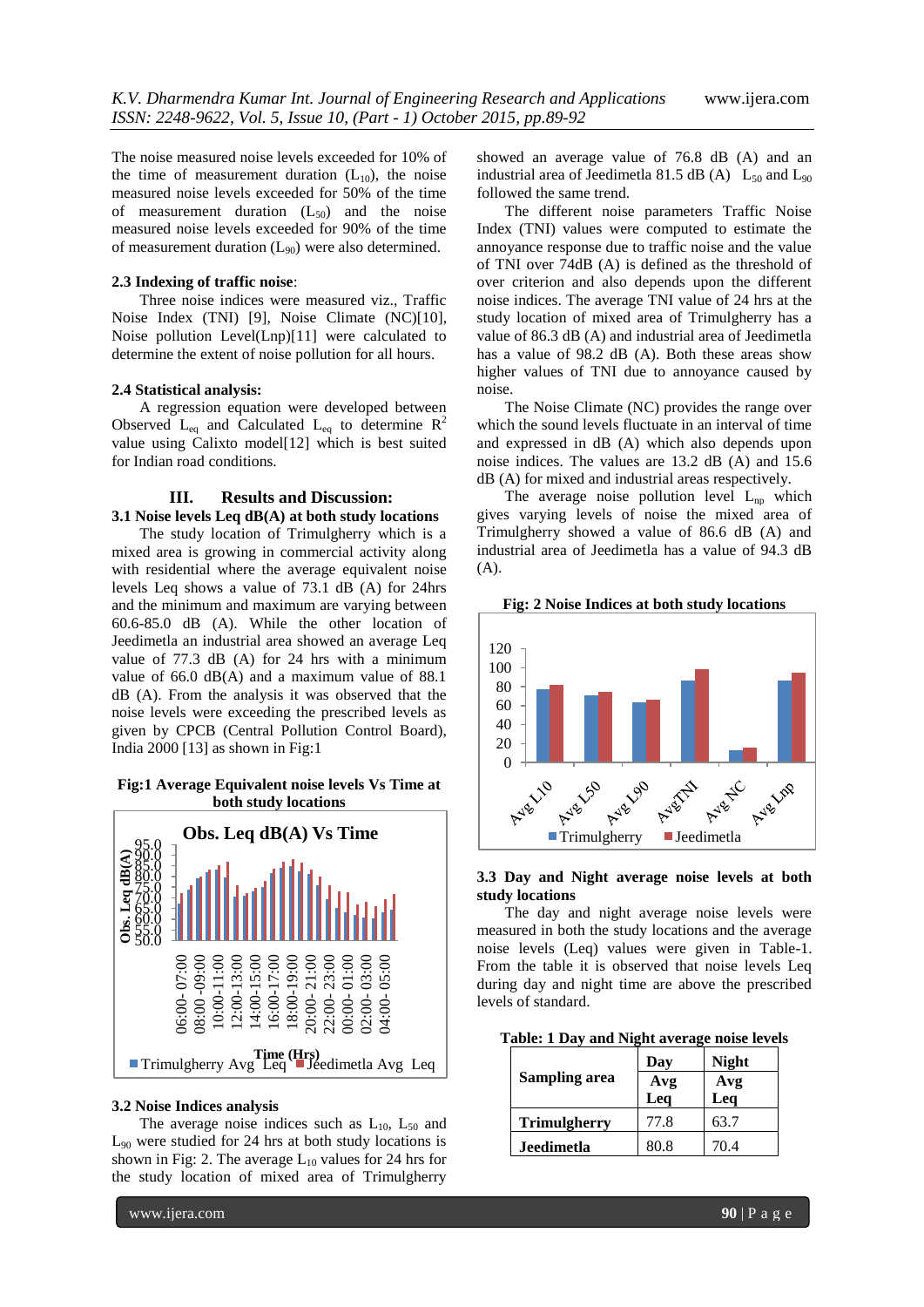The noise measured noise levels exceeded for 10% of the time of measurement duration ($L_{10}$), the noise measured noise levels exceeded for 50% of the time of measurement duration ($L_{50}$) and the noise measured noise levels exceeded for 90% of the time of measurement duration ($L_{90}$) were also determined.

### 2.3 Indexing of traffic noise:

Three noise indices were measured viz., Traffic Noise Index (TNI) [9], Noise Climate (NC)[10], Noise pollution Level(Lnp)[11] were calculated to determine the extent of noise pollution for all hours.

### 2.4 Statistical analysis:

A regression equation were developed between Observed $L_{eq}$ and Calculated $L_{eq}$ to determine $R^2$ value using Calixto model[12] which is best suited for Indian road conditions.

## III. Results and Discussion:

### 3.1 Noise levels Leq dB(A) at both study locations

The study location of Trimulgherry which is a mixed area is growing in commercial activity along with residential where the average equivalent noise levels Leq shows a value of 73.1 dB (A) for 24hrs and the minimum and maximum are varying between 60.6-85.0 dB (A). While the other location of Jeedimetla an industrial area showed an average Leq value of 77.3 dB (A) for 24 hrs with a minimum value of 66.0 dB(A) and a maximum value of 88.1 dB (A). From the analysis it was observed that the noise levels were exceeding the prescribed levels as given by CPCB (Central Pollution Control Board), India 2000 [13] as shown in Fig:1

**Fig:1 Average Equivalent noise levels Vs Time at both study locations**

### 3.2 Noise Indices analysis

The average noise indices such as $L_{10}$, $L_{50}$ and $L_{90}$ were studied for 24 hrs at both study locations is shown in Fig: 2. The average $L_{10}$ values for 24 hrs for the study location of mixed area of Trimulgherry showed an average value of 76.8 dB (A) and an industrial area of Jeedimetla 81.5 dB (A) $L_{50}$ and $L_{90}$ followed the same trend.

The different noise parameters Traffic Noise Index (TNI) values were computed to estimate the annoyance response due to traffic noise and the value of TNI over 74dB (A) is defined as the threshold of over criterion and also depends upon the different noise indices. The average TNI value of 24 hrs at the study location of mixed area of Trimulgherry has a value of 86.3 dB (A) and industrial area of Jeedimetla has a value of 98.2 dB (A). Both these areas show higher values of TNI due to annoyance caused by noise.

The Noise Climate (NC) provides the range over which the sound levels fluctuate in an interval of time and expressed in dB (A) which also depends upon noise indices. The values are 13.2 dB (A) and 15.6 dB (A) for mixed and industrial areas respectively.

The average noise pollution level $L_{np}$ which gives varying levels of noise the mixed area of Trimulgherry showed a value of 86.6 dB (A) and industrial area of Jeedimetla has a value of 94.3 dB (A).

**Fig: 2 Noise Indices at both study locations**

### 3.3 Day and Night average noise levels at both study locations

The day and night average noise levels were measured in both the study locations and the average noise levels (Leq) values were given in Table-1. From the table it is observed that noise levels Leq during day and night time are above the prescribed levels of standard.

**Table: 1 Day and Night average noise levels**

| Sampling area | Day Avg Leq | Night Avg Leq |
|---|---|---|
| **Trimulgherry** | 77.8 | 63.7 |
| **Jeedimetla** | 80.8 | 70.4 |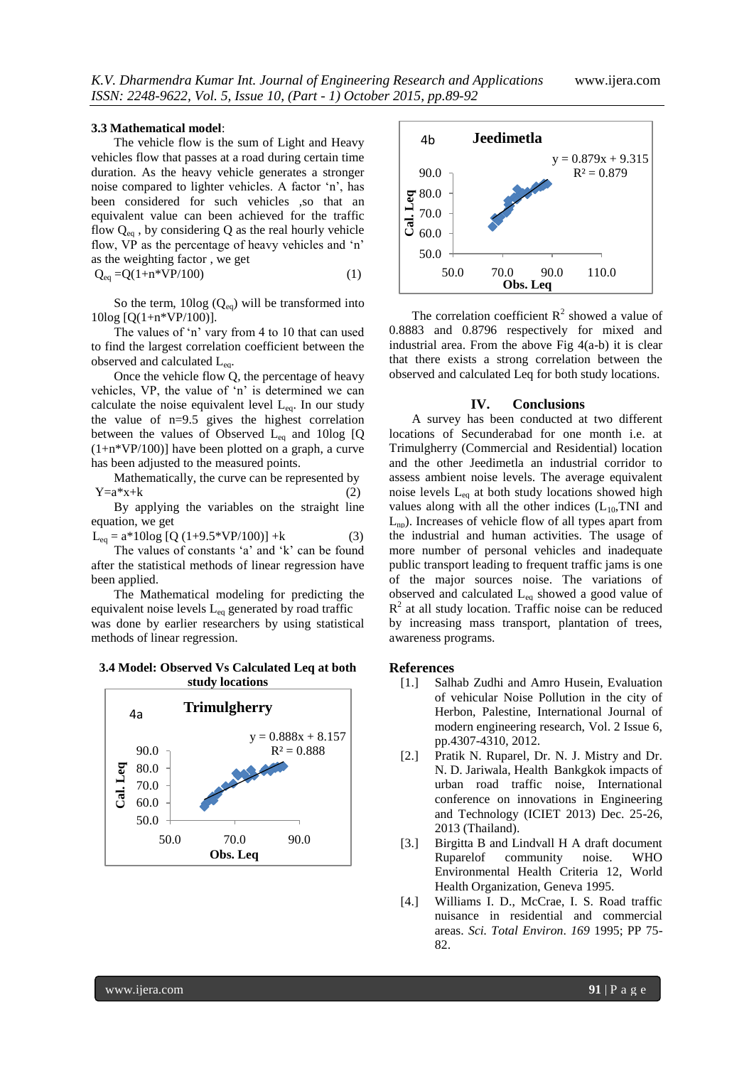### 3.3 Mathematical model:

The vehicle flow is the sum of Light and Heavy vehicles flow that passes at a road during certain time duration. As the heavy vehicle generates a stronger noise compared to lighter vehicles. A factor 'n', has been considered for such vehicles ,so that an equivalent value can been achieved for the traffic flow $Q_{eq}$ , by considering Q as the real hourly vehicle flow, VP as the percentage of heavy vehicles and 'n' as the weighting factor , we get

$$Q_{eq} = Q(1+n*VP/100) \quad (1)$$

So the term, 10log ($Q_{eq}$) will be transformed into 10log [Q(1+n*VP/100)].

The values of 'n' vary from 4 to 10 that can used to find the largest correlation coefficient between the observed and calculated $L_{eq}$.

Once the vehicle flow Q, the percentage of heavy vehicles, VP, the value of 'n' is determined we can calculate the noise equivalent level $L_{eq}$. In our study the value of n=9.5 gives the highest correlation between the values of Observed $L_{eq}$ and 10log [Q (1+n*VP/100)] have been plotted on a graph, a curve has been adjusted to the measured points.

Mathematically, the curve can be represented by

$$Y=a*x+k \quad (2)$$

By applying the variables on the straight line equation, we get

$$L_{eq} = a*10\log [Q (1+9.5*VP/100)] +k \quad (3)$$

The values of constants 'a' and 'k' can be found after the statistical methods of linear regression have been applied.

The Mathematical modeling for predicting the equivalent noise levels $L_{eq}$ generated by road traffic was done by earlier researchers by using statistical methods of linear regression.

### 3.4 Model: Observed Vs Calculated Leq at both study locations

4a Trimulgherry: y = 0.888x + 8.157, $R^2$ = 0.888 (Cal. Leq vs Obs. Leq)

4b Jeedimetla: y = 0.879x + 9.315, $R^2$ = 0.879 (Cal. Leq vs Obs. Leq)

The correlation coefficient $R^2$ showed a value of 0.8883 and 0.8796 respectively for mixed and industrial area. From the above Fig 4(a-b) it is clear that there exists a strong correlation between the observed and calculated Leq for both study locations.

## IV. Conclusions

A survey has been conducted at two different locations of Secunderabad for one month i.e. at Trimulgherry (Commercial and Residential) location and the other Jeedimetla an industrial corridor to assess ambient noise levels. The average equivalent noise levels $L_{eq}$ at both study locations showed high values along with all the other indices ($L_{10}$,TNI and $L_{np}$). Increases of vehicle flow of all types apart from the industrial and human activities. The usage of more number of personal vehicles and inadequate public transport leading to frequent traffic jams is one of the major sources noise. The variations of observed and calculated $L_{eq}$ showed a good value of $R^2$ at all study location. Traffic noise can be reduced by increasing mass transport, plantation of trees, awareness programs.

## References

[1.] Salhab Zudhi and Amro Husein, Evaluation of vehicular Noise Pollution in the city of Herbon, Palestine, International Journal of modern engineering research, Vol. 2 Issue 6, pp.4307-4310, 2012.

[2.] Pratik N. Ruparel, Dr. N. J. Mistry and Dr. N. D. Jariwala, Health Bankgkok impacts of urban road traffic noise, International conference on innovations in Engineering and Technology (ICIET 2013) Dec. 25-26, 2013 (Thailand).

[3.] Birgitta B and Lindvall H A draft document Ruparelof community noise. WHO Environmental Health Criteria 12, World Health Organization, Geneva 1995.

[4.] Williams I. D., McCrae, I. S. Road traffic nuisance in residential and commercial areas. *Sci. Total Environ*. *169* 1995; PP 75-82.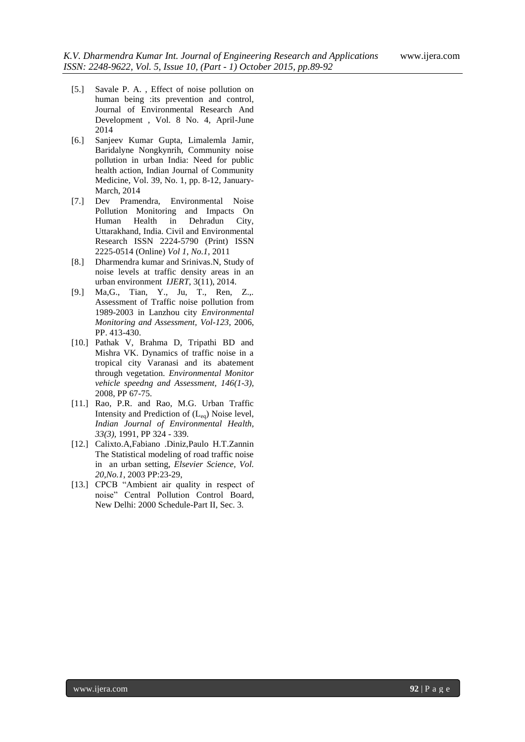- [5.] Savale P. A. , Effect of noise pollution on human being :its prevention and control, Journal of Environmental Research And Development , Vol. 8 No. 4, April-June 2014
- [6.] Sanjeev Kumar Gupta, Limalemla Jamir, Baridalyne Nongkynrih, Community noise pollution in urban India: Need for public health action, Indian Journal of Community Medicine, Vol. 39, No. 1, pp. 8-12, January-March, 2014
- [7.] Dev Pramendra, Environmental Noise Pollution Monitoring and Impacts On Human Health in Dehradun City, Uttarakhand, India. Civil and Environmental Research ISSN 2224-5790 (Print) ISSN 2225-0514 (Online) *Vol 1, No.1*, 2011
- [8.] Dharmendra kumar and Srinivas.N, Study of noise levels at traffic density areas in an urban environment *IJERT*, 3(11), 2014.
- [9.] Ma,G., Tian, Y., Ju, T., Ren, Z.,. Assessment of Traffic noise pollution from 1989-2003 in Lanzhou city *Environmental Monitoring and Assessment, Vol-123*, 2006, PP. 413-430.
- [10.] Pathak V, Brahma D, Tripathi BD and Mishra VK. Dynamics of traffic noise in a tropical city Varanasi and its abatement through vegetation. *Environmental Monitor vehicle speedng and Assessment, 146(1-3)*, 2008, PP 67-75.
- [11.] Rao, P.R. and Rao, M.G. Urban Traffic Intensity and Prediction of ($L_{eq}$) Noise level, *Indian Journal of Environmental Health, 33(3)*, 1991, PP 324 - 339.
- [12.] Calixto.A,Fabiano .Diniz,Paulo H.T.Zannin The Statistical modeling of road traffic noise in an urban setting, *Elsevier Science, Vol. 20,No.1*, 2003 PP:23-29,
- [13.] CPCB "Ambient air quality in respect of noise" Central Pollution Control Board, New Delhi: 2000 Schedule-Part II, Sec. 3.